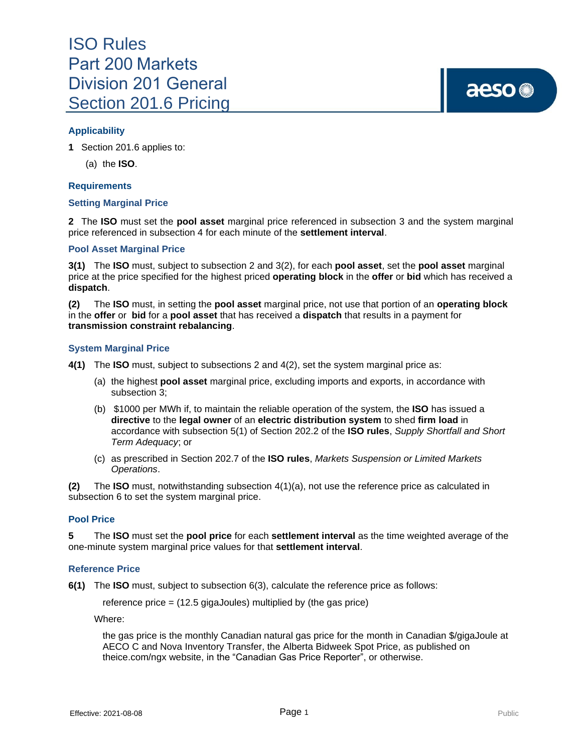# ISO Rules
# Part 200 Markets
# Division 201 General
# Section 201.6 Pricing

## Applicability

**1** Section 201.6 applies to:

(a) the **ISO**.

## Requirements

### Setting Marginal Price

**2** The **ISO** must set the **pool asset** marginal price referenced in subsection 3 and the system marginal price referenced in subsection 4 for each minute of the **settlement interval**.

### Pool Asset Marginal Price

**3(1)** The **ISO** must, subject to subsection 2 and 3(2), for each **pool asset**, set the **pool asset** marginal price at the price specified for the highest priced **operating block** in the **offer** or **bid** which has received a **dispatch**.

**(2)** The **ISO** must, in setting the **pool asset** marginal price, not use that portion of an **operating block** in the **offer** or **bid** for a **pool asset** that has received a **dispatch** that results in a payment for **transmission constraint rebalancing**.

### System Marginal Price

**4(1)** The **ISO** must, subject to subsections 2 and 4(2), set the system marginal price as:

(a) the highest **pool asset** marginal price, excluding imports and exports, in accordance with subsection 3;

(b) $1000 per MWh if, to maintain the reliable operation of the system, the **ISO** has issued a **directive** to the **legal owner** of an **electric distribution system** to shed **firm load** in accordance with subsection 5(1) of Section 202.2 of the **ISO rules**, *Supply Shortfall and Short Term Adequacy*; or

(c) as prescribed in Section 202.7 of the **ISO rules**, *Markets Suspension or Limited Markets Operations*.

**(2)** The **ISO** must, notwithstanding subsection 4(1)(a), not use the reference price as calculated in subsection 6 to set the system marginal price.

### Pool Price

**5** The **ISO** must set the **pool price** for each **settlement interval** as the time weighted average of the one-minute system marginal price values for that **settlement interval**.

### Reference Price

**6(1)** The **ISO** must, subject to subsection 6(3), calculate the reference price as follows:

reference price = (12.5 gigaJoules) multiplied by (the gas price)

Where:

the gas price is the monthly Canadian natural gas price for the month in Canadian $/gigaJoule at AECO C and Nova Inventory Transfer, the Alberta Bidweek Spot Price, as published on theice.com/ngx website, in the "Canadian Gas Price Reporter", or otherwise.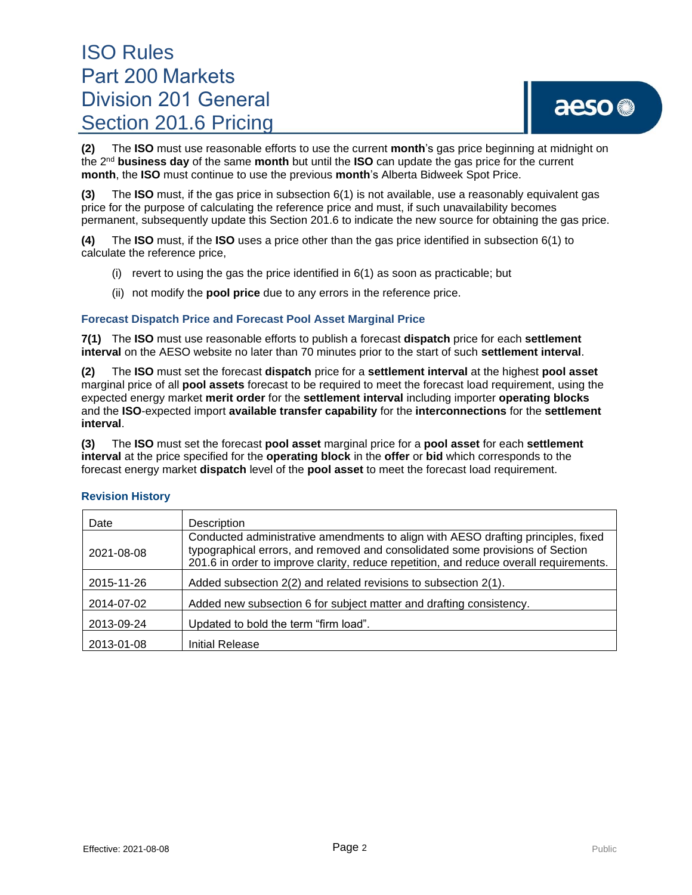**(2)** The **ISO** must use reasonable efforts to use the current **month**'s gas price beginning at midnight on the 2nd **business day** of the same **month** but until the **ISO** can update the gas price for the current **month**, the **ISO** must continue to use the previous **month**'s Alberta Bidweek Spot Price.

**(3)** The **ISO** must, if the gas price in subsection 6(1) is not available, use a reasonably equivalent gas price for the purpose of calculating the reference price and must, if such unavailability becomes permanent, subsequently update this Section 201.6 to indicate the new source for obtaining the gas price.

**(4)** The **ISO** must, if the **ISO** uses a price other than the gas price identified in subsection 6(1) to calculate the reference price,

(i) revert to using the gas the price identified in 6(1) as soon as practicable; but

(ii) not modify the **pool price** due to any errors in the reference price.

### Forecast Dispatch Price and Forecast Pool Asset Marginal Price

**7(1)** The **ISO** must use reasonable efforts to publish a forecast **dispatch** price for each **settlement interval** on the AESO website no later than 70 minutes prior to the start of such **settlement interval**.

**(2)** The **ISO** must set the forecast **dispatch** price for a **settlement interval** at the highest **pool asset** marginal price of all **pool assets** forecast to be required to meet the forecast load requirement, using the expected energy market **merit order** for the **settlement interval** including importer **operating blocks** and the **ISO**-expected import **available transfer capability** for the **interconnections** for the **settlement interval**.

**(3)** The **ISO** must set the forecast **pool asset** marginal price for a **pool asset** for each **settlement interval** at the price specified for the **operating block** in the **offer** or **bid** which corresponds to the forecast energy market **dispatch** level of the **pool asset** to meet the forecast load requirement.

### Revision History

| Date | Description |
|---|---|
| 2021-08-08 | Conducted administrative amendments to align with AESO drafting principles, fixed typographical errors, and removed and consolidated some provisions of Section 201.6 in order to improve clarity, reduce repetition, and reduce overall requirements. |
| 2015-11-26 | Added subsection 2(2) and related revisions to subsection 2(1). |
| 2014-07-02 | Added new subsection 6 for subject matter and drafting consistency. |
| 2013-09-24 | Updated to bold the term "firm load". |
| 2013-01-08 | Initial Release |